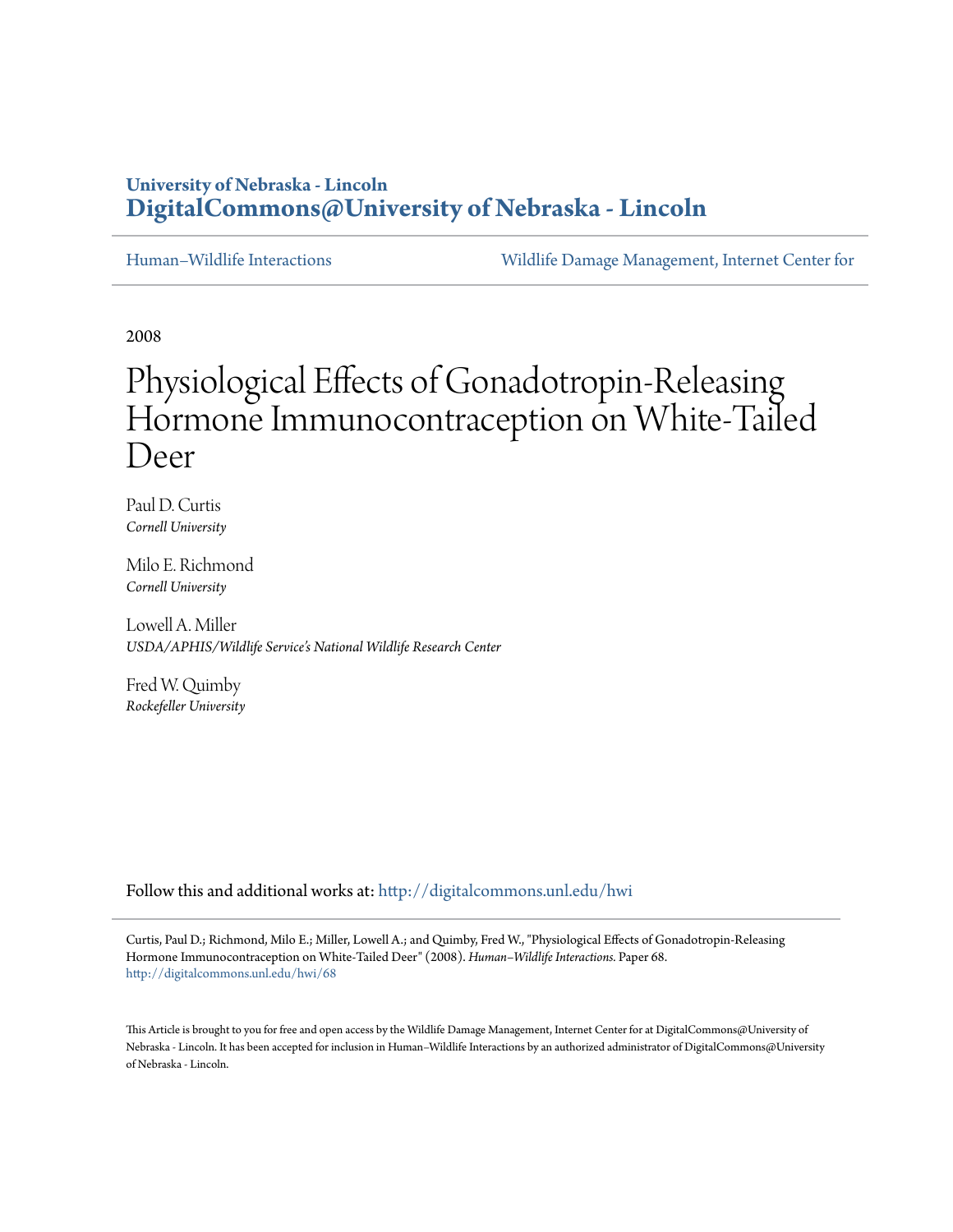University of Nebraska - Lincoln
**DigitalCommons@University of Nebraska - Lincoln**

Human–Wildlife Interactions | Wildlife Damage Management, Internet Center for

2008

# Physiological Effects of Gonadotropin-Releasing Hormone Immunocontraception on White-Tailed Deer

Paul D. Curtis
*Cornell University*

Milo E. Richmond
*Cornell University*

Lowell A. Miller
*USDA/APHIS/Wildlife Service's National Wildlife Research Center*

Fred W. Quimby
*Rockefeller University*

Follow this and additional works at: http://digitalcommons.unl.edu/hwi

Curtis, Paul D.; Richmond, Milo E.; Miller, Lowell A.; and Quimby, Fred W., "Physiological Effects of Gonadotropin-Releasing Hormone Immunocontraception on White-Tailed Deer" (2008). *Human–Wildlife Interactions*. Paper 68.
http://digitalcommons.unl.edu/hwi/68

This Article is brought to you for free and open access by the Wildlife Damage Management, Internet Center for at DigitalCommons@University of Nebraska - Lincoln. It has been accepted for inclusion in Human–Wildlife Interactions by an authorized administrator of DigitalCommons@University of Nebraska - Lincoln.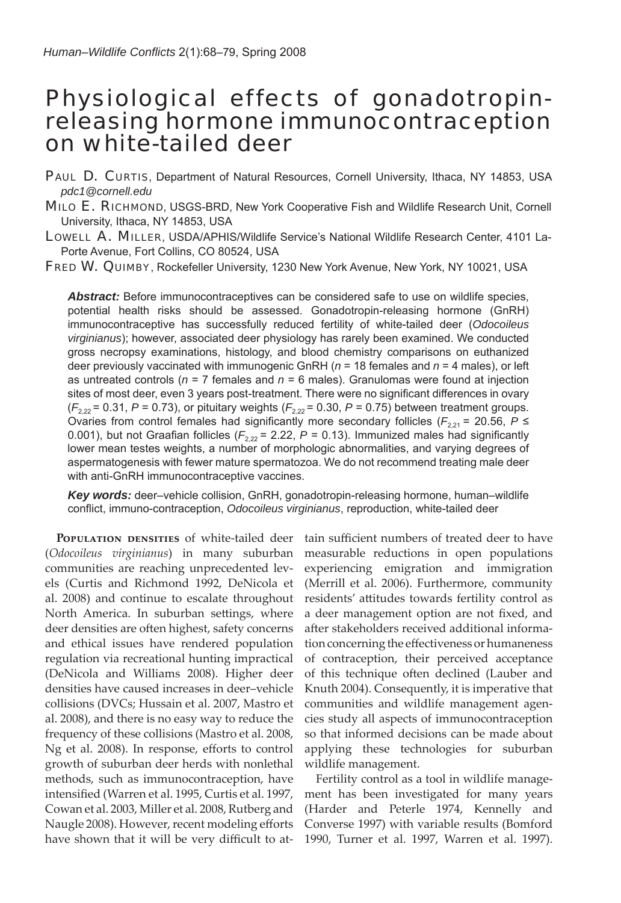# Physiological effects of gonadotropin-releasing hormone immunocontraception on white-tailed deer

Paul D. Curtis, Department of Natural Resources, Cornell University, Ithaca, NY 14853, USA *pdc1@cornell.edu*

Milo E. Richmond, USGS-BRD, New York Cooperative Fish and Wildlife Research Unit, Cornell University, Ithaca, NY 14853, USA

Lowell A. Miller, USDA/APHIS/Wildlife Service's National Wildlife Research Center, 4101 LaPorte Avenue, Fort Collins, CO 80524, USA

Fred W. Quimby, Rockefeller University, 1230 New York Avenue, New York, NY 10021, USA

***Abstract:*** Before immunocontraceptives can be considered safe to use on wildlife species, potential health risks should be assessed. Gonadotropin-releasing hormone (GnRH) immunocontraceptive has successfully reduced fertility of white-tailed deer (*Odocoileus virginianus*); however, associated deer physiology has rarely been examined. We conducted gross necropsy examinations, histology, and blood chemistry comparisons on euthanized deer previously vaccinated with immunogenic GnRH ($n$ = 18 females and $n$ = 4 males), or left as untreated controls ($n$ = 7 females and $n$ = 6 males). Granulomas were found at injection sites of most deer, even 3 years post-treatment. There were no significant differences in ovary ($F_{2,22}$ = 0.31, $P$ = 0.73), or pituitary weights ($F_{2,22}$ = 0.30, $P$ = 0.75) between treatment groups. Ovaries from control females had significantly more secondary follicles ($F_{2,21}$ = 20.56, $P \leq$ 0.001), but not Graafian follicles ($F_{2,22}$ = 2.22, $P$ = 0.13). Immunized males had significantly lower mean testes weights, a number of morphologic abnormalities, and varying degrees of aspermatogenesis with fewer mature spermatozoa. We do not recommend treating male deer with anti-GnRH immunocontraceptive vaccines.

***Key words:*** deer–vehicle collision, GnRH, gonadotropin-releasing hormone, human–wildlife conflict, immuno-contraception, *Odocoileus virginianus*, reproduction, white-tailed deer

**Population densities** of white-tailed deer (*Odocoileus virginianus*) in many suburban communities are reaching unprecedented levels (Curtis and Richmond 1992, DeNicola et al. 2008) and continue to escalate throughout North America. In suburban settings, where deer densities are often highest, safety concerns and ethical issues have rendered population regulation via recreational hunting impractical (DeNicola and Williams 2008). Higher deer densities have caused increases in deer–vehicle collisions (DVCs; Hussain et al. 2007, Mastro et al. 2008), and there is no easy way to reduce the frequency of these collisions (Mastro et al. 2008, Ng et al. 2008). In response, efforts to control growth of suburban deer herds with nonlethal methods, such as immunocontraception, have intensified (Warren et al. 1995, Curtis et al. 1997, Cowan et al. 2003, Miller et al. 2008, Rutberg and Naugle 2008). However, recent modeling efforts have shown that it will be very difficult to attain sufficient numbers of treated deer to have measurable reductions in open populations experiencing emigration and immigration (Merrill et al. 2006). Furthermore, community residents' attitudes towards fertility control as a deer management option are not fixed, and after stakeholders received additional information concerning the effectiveness or humaneness of contraception, their perceived acceptance of this technique often declined (Lauber and Knuth 2004). Consequently, it is imperative that communities and wildlife management agencies study all aspects of immunocontraception so that informed decisions can be made about applying these technologies for suburban wildlife management.

Fertility control as a tool in wildlife management has been investigated for many years (Harder and Peterle 1974, Kennelly and Converse 1997) with variable results (Bomford 1990, Turner et al. 1997, Warren et al. 1997).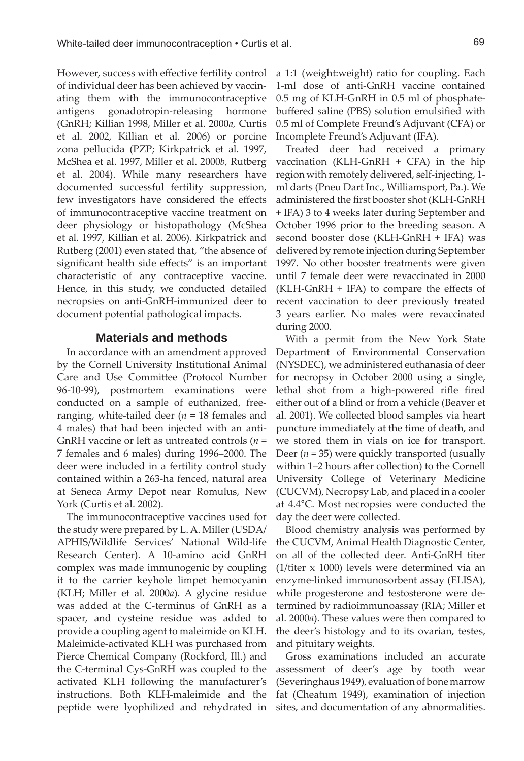However, success with effective fertility control of individual deer has been achieved by vaccinating them with the immunocontraceptive antigens gonadotropin-releasing hormone (GnRH; Killian 1998, Miller et al. 2000*a,* Curtis et al. 2002, Killian et al. 2006) or porcine zona pellucida (PZP; Kirkpatrick et al. 1997, McShea et al. 1997, Miller et al. 2000*b,* Rutberg et al. 2004). While many researchers have documented successful fertility suppression, few investigators have considered the effects of immunocontraceptive vaccine treatment on deer physiology or histopathology (McShea et al. 1997, Killian et al. 2006). Kirkpatrick and Rutberg (2001) even stated that, "the absence of significant health side effects" is an important characteristic of any contraceptive vaccine. Hence, in this study, we conducted detailed necropsies on anti-GnRH-immunized deer to document potential pathological impacts.

## Materials and methods

In accordance with an amendment approved by the Cornell University Institutional Animal Care and Use Committee (Protocol Number 96-10-99), postmortem examinations were conducted on a sample of euthanized, free-ranging, white-tailed deer ($n$ = 18 females and 4 males) that had been injected with an anti-GnRH vaccine or left as untreated controls ($n$ = 7 females and 6 males) during 1996–2000. The deer were included in a fertility control study contained within a 263-ha fenced, natural area at Seneca Army Depot near Romulus, New York (Curtis et al. 2002).

The immunocontraceptive vaccines used for the study were prepared by L. A. Miller (USDA/APHIS/Wildlife Services' National Wild-life Research Center). A 10-amino acid GnRH complex was made immunogenic by coupling it to the carrier keyhole limpet hemocyanin (KLH; Miller et al. 2000*a*). A glycine residue was added at the C-terminus of GnRH as a spacer, and cysteine residue was added to provide a coupling agent to maleimide on KLH. Maleimide-activated KLH was purchased from Pierce Chemical Company (Rockford, Ill.) and the C-terminal Cys-GnRH was coupled to the activated KLH following the manufacturer's instructions. Both KLH-maleimide and the peptide were lyophilized and rehydrated in a 1:1 (weight:weight) ratio for coupling. Each 1-ml dose of anti-GnRH vaccine contained 0.5 mg of KLH-GnRH in 0.5 ml of phosphate-buffered saline (PBS) solution emulsified with 0.5 ml of Complete Freund's Adjuvant (CFA) or Incomplete Freund's Adjuvant (IFA).

Treated deer had received a primary vaccination (KLH-GnRH + CFA) in the hip region with remotely delivered, self-injecting, 1-ml darts (Pneu Dart Inc., Williamsport, Pa.). We administered the first booster shot (KLH-GnRH + IFA) 3 to 4 weeks later during September and October 1996 prior to the breeding season. A second booster dose (KLH-GnRH + IFA) was delivered by remote injection during September 1997. No other booster treatments were given until 7 female deer were revaccinated in 2000 (KLH-GnRH + IFA) to compare the effects of recent vaccination to deer previously treated 3 years earlier. No males were revaccinated during 2000.

With a permit from the New York State Department of Environmental Conservation (NYSDEC), we administered euthanasia of deer for necropsy in October 2000 using a single, lethal shot from a high-powered rifle fired either out of a blind or from a vehicle (Beaver et al. 2001). We collected blood samples via heart puncture immediately at the time of death, and we stored them in vials on ice for transport. Deer ($n$ = 35) were quickly transported (usually within 1–2 hours after collection) to the Cornell University College of Veterinary Medicine (CUCVM), Necropsy Lab, and placed in a cooler at 4.4°C. Most necropsies were conducted the day the deer were collected.

Blood chemistry analysis was performed by the CUCVM, Animal Health Diagnostic Center, on all of the collected deer. Anti-GnRH titer (1/titer x 1000) levels were determined via an enzyme-linked immunosorbent assay (ELISA), while progesterone and testosterone were determined by radioimmunoassay (RIA; Miller et al. 2000*a*). These values were then compared to the deer's histology and to its ovarian, testes, and pituitary weights.

Gross examinations included an accurate assessment of deer's age by tooth wear (Severinghaus 1949), evaluation of bone marrow fat (Cheatum 1949), examination of injection sites, and documentation of any abnormalities.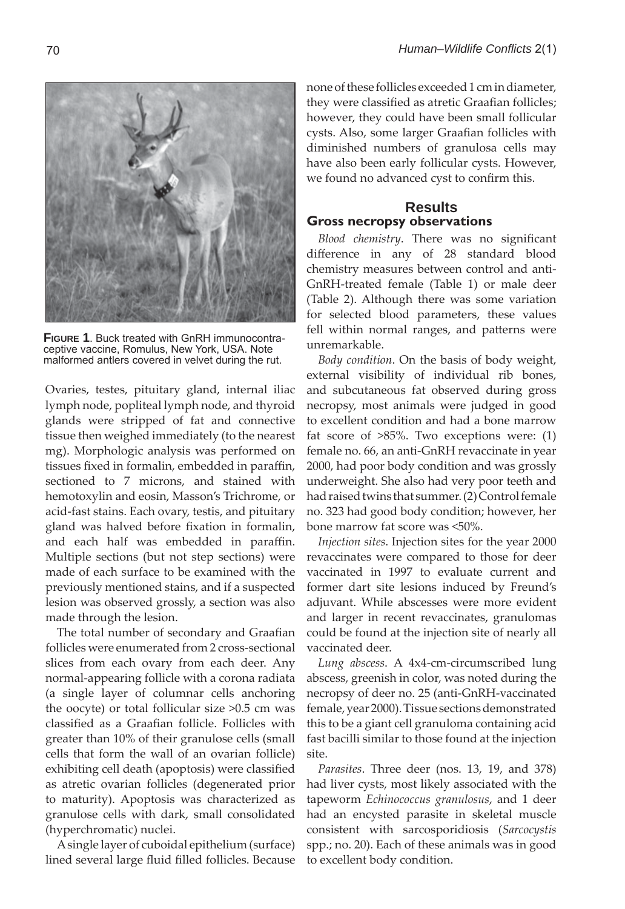**Figure 1**. Buck treated with GnRH immunocontraceptive vaccine, Romulus, New York, USA. Note malformed antlers covered in velvet during the rut.

Ovaries, testes, pituitary gland, internal iliac lymph node, popliteal lymph node, and thyroid glands were stripped of fat and connective tissue then weighed immediately (to the nearest mg). Morphologic analysis was performed on tissues fixed in formalin, embedded in paraffin, sectioned to 7 microns, and stained with hemotoxylin and eosin, Masson's Trichrome, or acid-fast stains. Each ovary, testis, and pituitary gland was halved before fixation in formalin, and each half was embedded in paraffin. Multiple sections (but not step sections) were made of each surface to be examined with the previously mentioned stains, and if a suspected lesion was observed grossly, a section was also made through the lesion.

The total number of secondary and Graafian follicles were enumerated from 2 cross-sectional slices from each ovary from each deer. Any normal-appearing follicle with a corona radiata (a single layer of columnar cells anchoring the oocyte) or total follicular size >0.5 cm was classified as a Graafian follicle. Follicles with greater than 10% of their granulose cells (small cells that form the wall of an ovarian follicle) exhibiting cell death (apoptosis) were classified as atretic ovarian follicles (degenerated prior to maturity). Apoptosis was characterized as granulose cells with dark, small consolidated (hyperchromatic) nuclei.

A single layer of cuboidal epithelium (surface) lined several large fluid filled follicles. Because none of these follicles exceeded 1 cm in diameter, they were classified as atretic Graafian follicles; however, they could have been small follicular cysts. Also, some larger Graafian follicles with diminished numbers of granulosa cells may have also been early follicular cysts. However, we found no advanced cyst to confirm this.

## Results

### Gross necropsy observations

*Blood chemistry*. There was no significant difference in any of 28 standard blood chemistry measures between control and anti-GnRH-treated female (Table 1) or male deer (Table 2). Although there was some variation for selected blood parameters, these values fell within normal ranges, and patterns were unremarkable.

*Body condition*. On the basis of body weight, external visibility of individual rib bones, and subcutaneous fat observed during gross necropsy, most animals were judged in good to excellent condition and had a bone marrow fat score of >85%. Two exceptions were: (1) female no. 66, an anti-GnRH revaccinate in year 2000, had poor body condition and was grossly underweight. She also had very poor teeth and had raised twins that summer. (2) Control female no. 323 had good body condition; however, her bone marrow fat score was <50%.

*Injection sites*. Injection sites for the year 2000 revaccinates were compared to those for deer vaccinated in 1997 to evaluate current and former dart site lesions induced by Freund's adjuvant. While abscesses were more evident and larger in recent revaccinates, granulomas could be found at the injection site of nearly all vaccinated deer.

*Lung abscess*. A 4x4-cm-circumscribed lung abscess, greenish in color, was noted during the necropsy of deer no. 25 (anti-GnRH-vaccinated female, year 2000). Tissue sections demonstrated this to be a giant cell granuloma containing acid fast bacilli similar to those found at the injection site.

*Parasites*. Three deer (nos. 13, 19, and 378) had liver cysts, most likely associated with the tapeworm *Echinococcus granulosus*, and 1 deer had an encysted parasite in skeletal muscle consistent with sarcosporidiosis (*Sarcocystis* spp.; no. 20). Each of these animals was in good to excellent body condition.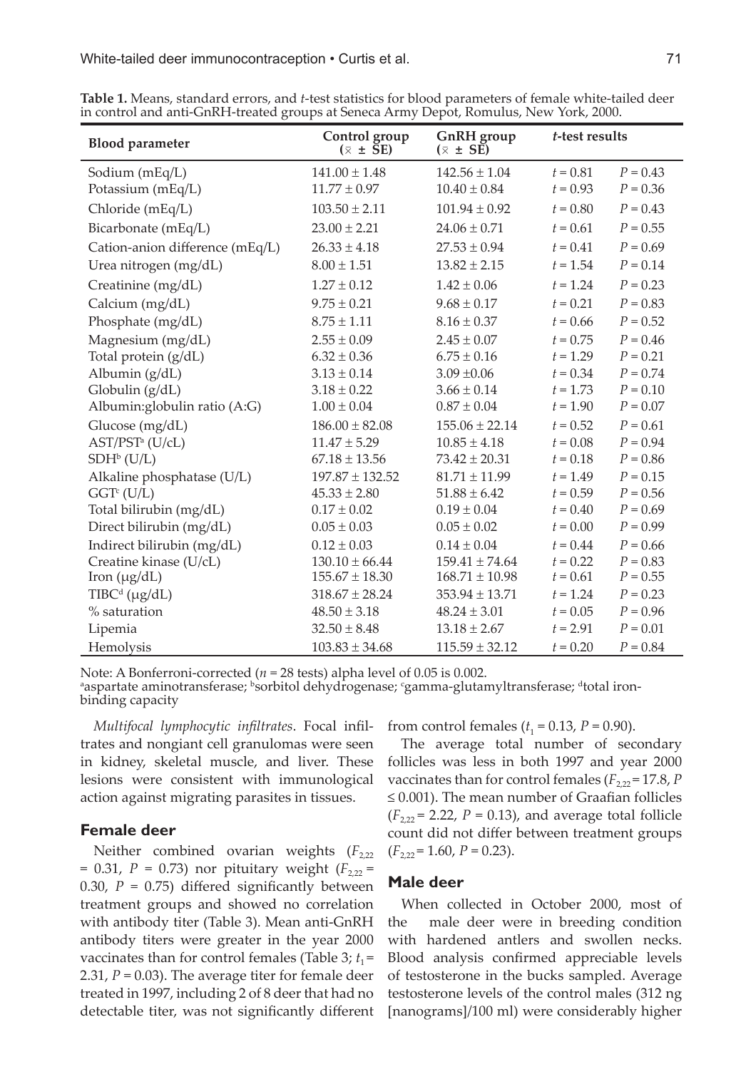**Table 1.** Means, standard errors, and *t*-test statistics for blood parameters of female white-tailed deer in control and anti-GnRH-treated groups at Seneca Army Depot, Romulus, New York, 2000.

| Blood parameter | Control group ($\bar{x}$ ± SE) | GnRH group ($\bar{x}$ ± SE) | *t*-test results | |
|---|---|---|---|---|
| Sodium (mEq/L) | 141.00 ± 1.48 | 142.56 ± 1.04 | $t = 0.81$ | $P = 0.43$ |
| Potassium (mEq/L) | 11.77 ± 0.97 | 10.40 ± 0.84 | $t = 0.93$ | $P = 0.36$ |
| Chloride (mEq/L) | 103.50 ± 2.11 | 101.94 ± 0.92 | $t = 0.80$ | $P = 0.43$ |
| Bicarbonate (mEq/L) | 23.00 ± 2.21 | 24.06 ± 0.71 | $t = 0.61$ | $P = 0.55$ |
| Cation-anion difference (mEq/L) | 26.33 ± 4.18 | 27.53 ± 0.94 | $t = 0.41$ | $P = 0.69$ |
| Urea nitrogen (mg/dL) | 8.00 ± 1.51 | 13.82 ± 2.15 | $t = 1.54$ | $P = 0.14$ |
| Creatinine (mg/dL) | 1.27 ± 0.12 | 1.42 ± 0.06 | $t = 1.24$ | $P = 0.23$ |
| Calcium (mg/dL) | 9.75 ± 0.21 | 9.68 ± 0.17 | $t = 0.21$ | $P = 0.83$ |
| Phosphate (mg/dL) | 8.75 ± 1.11 | 8.16 ± 0.37 | $t = 0.66$ | $P = 0.52$ |
| Magnesium (mg/dL) | 2.55 ± 0.09 | 2.45 ± 0.07 | $t = 0.75$ | $P = 0.46$ |
| Total protein (g/dL) | 6.32 ± 0.36 | 6.75 ± 0.16 | $t = 1.29$ | $P = 0.21$ |
| Albumin (g/dL) | 3.13 ± 0.14 | 3.09 ±0.06 | $t = 0.34$ | $P = 0.74$ |
| Globulin (g/dL) | 3.18 ± 0.22 | 3.66 ± 0.14 | $t = 1.73$ | $P = 0.10$ |
| Albumin:globulin ratio (A:G) | 1.00 ± 0.04 | 0.87 ± 0.04 | $t = 1.90$ | $P = 0.07$ |
| Glucose (mg/dL) | 186.00 ± 82.08 | 155.06 ± 22.14 | $t = 0.52$ | $P = 0.61$ |
| AST/PST[a] (U/cL) | 11.47 ± 5.29 | 10.85 ± 4.18 | $t = 0.08$ | $P = 0.94$ |
| SDH[b] (U/L) | 67.18 ± 13.56 | 73.42 ± 20.31 | $t = 0.18$ | $P = 0.86$ |
| Alkaline phosphatase (U/L) | 197.87 ± 132.52 | 81.71 ± 11.99 | $t = 1.49$ | $P = 0.15$ |
| GGT[c] (U/L) | 45.33 ± 2.80 | 51.88 ± 6.42 | $t = 0.59$ | $P = 0.56$ |
| Total bilirubin (mg/dL) | 0.17 ± 0.02 | 0.19 ± 0.04 | $t = 0.40$ | $P = 0.69$ |
| Direct bilirubin (mg/dL) | 0.05 ± 0.03 | 0.05 ± 0.02 | $t = 0.00$ | $P = 0.99$ |
| Indirect bilirubin (mg/dL) | 0.12 ± 0.03 | 0.14 ± 0.04 | $t = 0.44$ | $P = 0.66$ |
| Creatine kinase (U/cL) | 130.10 ± 66.44 | 159.41 ± 74.64 | $t = 0.22$ | $P = 0.83$ |
| Iron (μg/dL) | 155.67 ± 18.30 | 168.71 ± 10.98 | $t = 0.61$ | $P = 0.55$ |
| TIBC[d] (μg/dL) | 318.67 ± 28.24 | 353.94 ± 13.71 | $t = 1.24$ | $P = 0.23$ |
| % saturation | 48.50 ± 3.18 | 48.24 ± 3.01 | $t = 0.05$ | $P = 0.96$ |
| Lipemia | 32.50 ± 8.48 | 13.18 ± 2.67 | $t = 2.91$ | $P = 0.01$ |
| Hemolysis | 103.83 ± 34.68 | 115.59 ± 32.12 | $t = 0.20$ | $P = 0.84$ |

Note: A Bonferroni-corrected ($n = 28$ tests) alpha level of 0.05 is 0.002.
[a]aspartate aminotransferase; [b]sorbitol dehydrogenase; [c]gamma-glutamyltransferase; [d]total iron-binding capacity

*Multifocal lymphocytic infiltrates*. Focal infiltrates and nongiant cell granulomas were seen in kidney, skeletal muscle, and liver. These lesions were consistent with immunological action against migrating parasites in tissues.

### Female deer

Neither combined ovarian weights ($F_{2,22} = 0.31$, $P = 0.73$) nor pituitary weight ($F_{2,22} = 0.30$, $P = 0.75$) differed significantly between treatment groups and showed no correlation with antibody titer (Table 3). Mean anti-GnRH antibody titers were greater in the year 2000 vaccinates than for control females (Table 3; $t_1 = 2.31$, $P = 0.03$). The average titer for female deer treated in 1997, including 2 of 8 deer that had no detectable titer, was not significantly different from control females ($t_1 = 0.13$, $P = 0.90$).

The average total number of secondary follicles was less in both 1997 and year 2000 vaccinates than for control females ($F_{2,22} = 17.8$, $P \leq 0.001$). The mean number of Graafian follicles ($F_{2,22} = 2.22$, $P = 0.13$), and average total follicle count did not differ between treatment groups ($F_{2,22} = 1.60$, $P = 0.23$).

### Male deer

When collected in October 2000, most of the male deer were in breeding condition with hardened antlers and swollen necks. Blood analysis confirmed appreciable levels of testosterone in the bucks sampled. Average testosterone levels of the control males (312 ng [nanograms]/100 ml) were considerably higher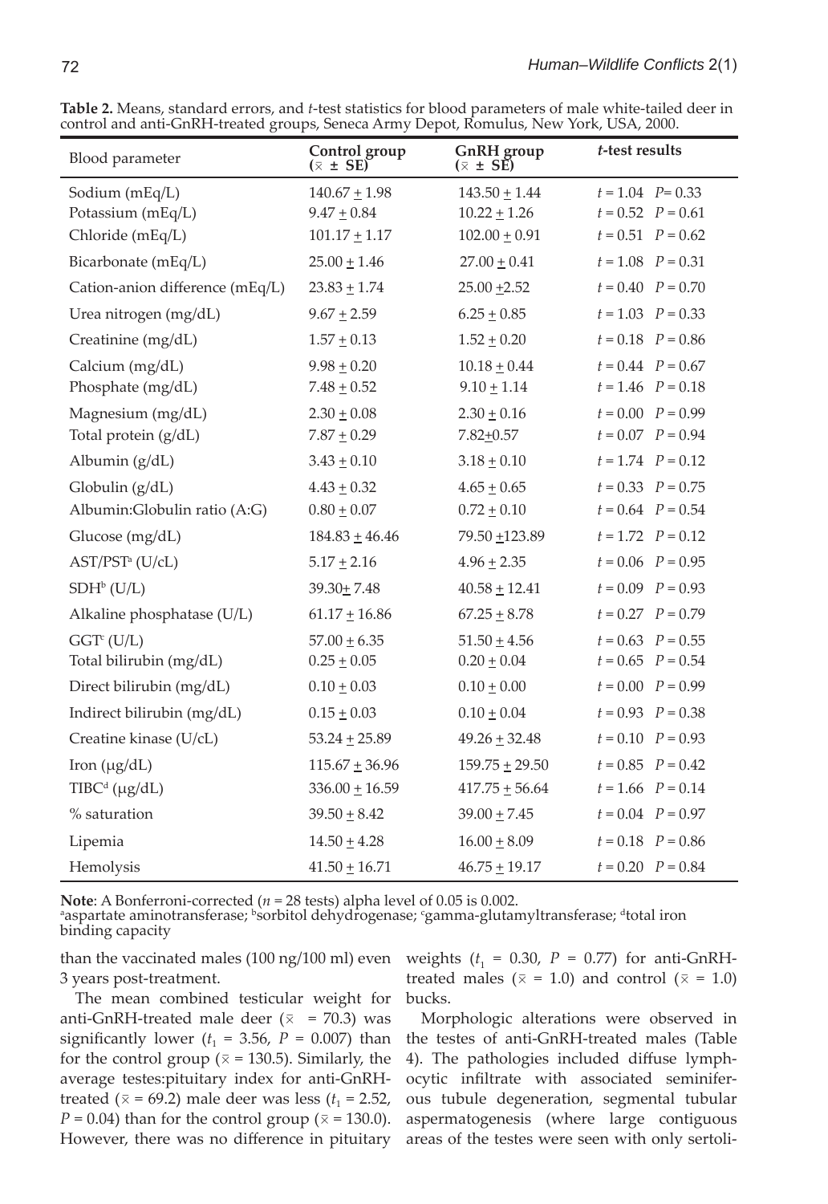**Table 2.** Means, standard errors, and *t*-test statistics for blood parameters of male white-tailed deer in control and anti-GnRH-treated groups, Seneca Army Depot, Romulus, New York, USA, 2000.

| Blood parameter | Control group ($\bar{x}$ ± SE) | GnRH group ($\bar{x}$ ± SE) | *t*-test results |
|---|---|---|---|
| Sodium (mEq/L) | 140.67 ± 1.98 | 143.50 ± 1.44 | $t = 1.04$ $P = 0.33$ |
| Potassium (mEq/L) | 9.47 ± 0.84 | 10.22 ± 1.26 | $t = 0.52$ $P = 0.61$ |
| Chloride (mEq/L) | 101.17 ± 1.17 | 102.00 ± 0.91 | $t = 0.51$ $P = 0.62$ |
| Bicarbonate (mEq/L) | 25.00 ± 1.46 | 27.00 ± 0.41 | $t = 1.08$ $P = 0.31$ |
| Cation-anion difference (mEq/L) | 23.83 ± 1.74 | 25.00 ±2.52 | $t = 0.40$ $P = 0.70$ |
| Urea nitrogen (mg/dL) | 9.67 ± 2.59 | 6.25 ± 0.85 | $t = 1.03$ $P = 0.33$ |
| Creatinine (mg/dL) | 1.57 ± 0.13 | 1.52 ± 0.20 | $t = 0.18$ $P = 0.86$ |
| Calcium (mg/dL) | 9.98 ± 0.20 | 10.18 ± 0.44 | $t = 0.44$ $P = 0.67$ |
| Phosphate (mg/dL) | 7.48 ± 0.52 | 9.10 ± 1.14 | $t = 1.46$ $P = 0.18$ |
| Magnesium (mg/dL) | 2.30 ± 0.08 | 2.30 ± 0.16 | $t = 0.00$ $P = 0.99$ |
| Total protein (g/dL) | 7.87 ± 0.29 | 7.82±0.57 | $t = 0.07$ $P = 0.94$ |
| Albumin (g/dL) | 3.43 ± 0.10 | 3.18 ± 0.10 | $t = 1.74$ $P = 0.12$ |
| Globulin (g/dL) | 4.43 ± 0.32 | 4.65 ± 0.65 | $t = 0.33$ $P = 0.75$ |
| Albumin:Globulin ratio (A:G) | 0.80 ± 0.07 | 0.72 ± 0.10 | $t = 0.64$ $P = 0.54$ |
| Glucose (mg/dL) | 184.83 ± 46.46 | 79.50 ±123.89 | $t = 1.72$ $P = 0.12$ |
| AST/PST[a] (U/cL) | 5.17 ± 2.16 | 4.96 ± 2.35 | $t = 0.06$ $P = 0.95$ |
| SDH[b] (U/L) | 39.30± 7.48 | 40.58 ± 12.41 | $t = 0.09$ $P = 0.93$ |
| Alkaline phosphatase (U/L) | 61.17 ± 16.86 | 67.25 ± 8.78 | $t = 0.27$ $P = 0.79$ |
| GGT[c] (U/L) | 57.00 ± 6.35 | 51.50 ± 4.56 | $t = 0.63$ $P = 0.55$ |
| Total bilirubin (mg/dL) | 0.25 ± 0.05 | 0.20 ± 0.04 | $t = 0.65$ $P = 0.54$ |
| Direct bilirubin (mg/dL) | 0.10 ± 0.03 | 0.10 ± 0.00 | $t = 0.00$ $P = 0.99$ |
| Indirect bilirubin (mg/dL) | 0.15 ± 0.03 | 0.10 ± 0.04 | $t = 0.93$ $P = 0.38$ |
| Creatine kinase (U/cL) | 53.24 ± 25.89 | 49.26 ± 32.48 | $t = 0.10$ $P = 0.93$ |
| Iron (μg/dL) | 115.67 ± 36.96 | 159.75 ± 29.50 | $t = 0.85$ $P = 0.42$ |
| TIBC[d] (μg/dL) | 336.00 ± 16.59 | 417.75 ± 56.64 | $t = 1.66$ $P = 0.14$ |
| % saturation | 39.50 ± 8.42 | 39.00 ± 7.45 | $t = 0.04$ $P = 0.97$ |
| Lipemia | 14.50 ± 4.28 | 16.00 ± 8.09 | $t = 0.18$ $P = 0.86$ |
| Hemolysis | 41.50 ± 16.71 | 46.75 ± 19.17 | $t = 0.20$ $P = 0.84$ |

**Note**: A Bonferroni-corrected ($n$ = 28 tests) alpha level of 0.05 is 0.002.
[a]aspartate aminotransferase; [b]sorbitol dehydrogenase; [c]gamma-glutamyltransferase; [d]total iron binding capacity

than the vaccinated males (100 ng/100 ml) even 3 years post-treatment.

The mean combined testicular weight for anti-GnRH-treated male deer ($\bar{x}$ = 70.3) was significantly lower ($t_1$ = 3.56, $P$ = 0.007) than for the control group ($\bar{x}$ = 130.5). Similarly, the average testes:pituitary index for anti-GnRH-treated ($\bar{x}$ = 69.2) male deer was less ($t_1$ = 2.52, $P$ = 0.04) than for the control group ($\bar{x}$ = 130.0). However, there was no difference in pituitary weights ($t_1$ = 0.30, $P$ = 0.77) for anti-GnRH-treated males ($\bar{x}$ = 1.0) and control ($\bar{x}$ = 1.0) bucks.

Morphologic alterations were observed in the testes of anti-GnRH-treated males (Table 4). The pathologies included diffuse lymphocytic infiltrate with associated seminiferous tubule degeneration, segmental tubular aspermatogenesis (where large contiguous areas of the testes were seen with only sertoli-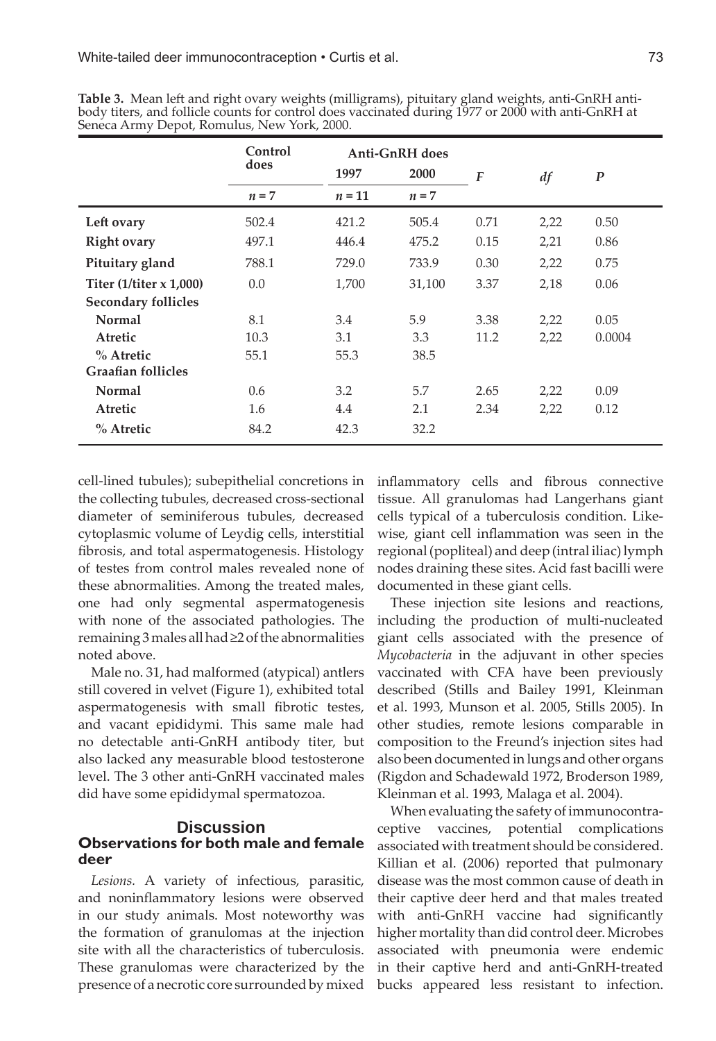**Table 3.** Mean left and right ovary weights (milligrams), pituitary gland weights, anti-GnRH antibody titers, and follicle counts for control does vaccinated during 1977 or 2000 with anti-GnRH at Seneca Army Depot, Romulus, New York, 2000.

| | Control does | Anti-GnRH does | | *F* | *df* | *P* |
|---|---|---|---|---|---|---|
| | | 1997 | 2000 | | | |
| | *n* = 7 | *n* = 11 | *n* = 7 | | | |
| **Left ovary** | 502.4 | 421.2 | 505.4 | 0.71 | 2,22 | 0.50 |
| **Right ovary** | 497.1 | 446.4 | 475.2 | 0.15 | 2,21 | 0.86 |
| **Pituitary gland** | 788.1 | 729.0 | 733.9 | 0.30 | 2,22 | 0.75 |
| **Titer (1/titer x 1,000)** | 0.0 | 1,700 | 31,100 | 3.37 | 2,18 | 0.06 |
| **Secondary follicles** | | | | | | |
| **Normal** | 8.1 | 3.4 | 5.9 | 3.38 | 2,22 | 0.05 |
| **Atretic** | 10.3 | 3.1 | 3.3 | 11.2 | 2,22 | 0.0004 |
| **% Atretic** | 55.1 | 55.3 | 38.5 | | | |
| **Graafian follicles** | | | | | | |
| **Normal** | 0.6 | 3.2 | 5.7 | 2.65 | 2,22 | 0.09 |
| **Atretic** | 1.6 | 4.4 | 2.1 | 2.34 | 2,22 | 0.12 |
| **% Atretic** | 84.2 | 42.3 | 32.2 | | | |

cell-lined tubules); subepithelial concretions in the collecting tubules, decreased cross-sectional diameter of seminiferous tubules, decreased cytoplasmic volume of Leydig cells, interstitial fibrosis, and total aspermatogenesis. Histology of testes from control males revealed none of these abnormalities. Among the treated males, one had only segmental aspermatogenesis with none of the associated pathologies. The remaining 3 males all had ≥2 of the abnormalities noted above.

Male no. 31, had malformed (atypical) antlers still covered in velvet (Figure 1), exhibited total aspermatogenesis with small fibrotic testes, and vacant epididymi. This same male had no detectable anti-GnRH antibody titer, but also lacked any measurable blood testosterone level. The 3 other anti-GnRH vaccinated males did have some epididymal spermatozoa.

## Discussion

### Observations for both male and female deer

*Lesions*. A variety of infectious, parasitic, and noninflammatory lesions were observed in our study animals. Most noteworthy was the formation of granulomas at the injection site with all the characteristics of tuberculosis. These granulomas were characterized by the presence of a necrotic core surrounded by mixed inflammatory cells and fibrous connective tissue. All granulomas had Langerhans giant cells typical of a tuberculosis condition. Likewise, giant cell inflammation was seen in the regional (popliteal) and deep (intral iliac) lymph nodes draining these sites. Acid fast bacilli were documented in these giant cells.

These injection site lesions and reactions, including the production of multi-nucleated giant cells associated with the presence of *Mycobacteria* in the adjuvant in other species vaccinated with CFA have been previously described (Stills and Bailey 1991, Kleinman et al. 1993, Munson et al. 2005, Stills 2005). In other studies, remote lesions comparable in composition to the Freund's injection sites had also been documented in lungs and other organs (Rigdon and Schadewald 1972, Broderson 1989, Kleinman et al. 1993, Malaga et al. 2004).

When evaluating the safety of immunocontraceptive vaccines, potential complications associated with treatment should be considered. Killian et al. (2006) reported that pulmonary disease was the most common cause of death in their captive deer herd and that males treated with anti-GnRH vaccine had significantly higher mortality than did control deer. Microbes associated with pneumonia were endemic in their captive herd and anti-GnRH-treated bucks appeared less resistant to infection.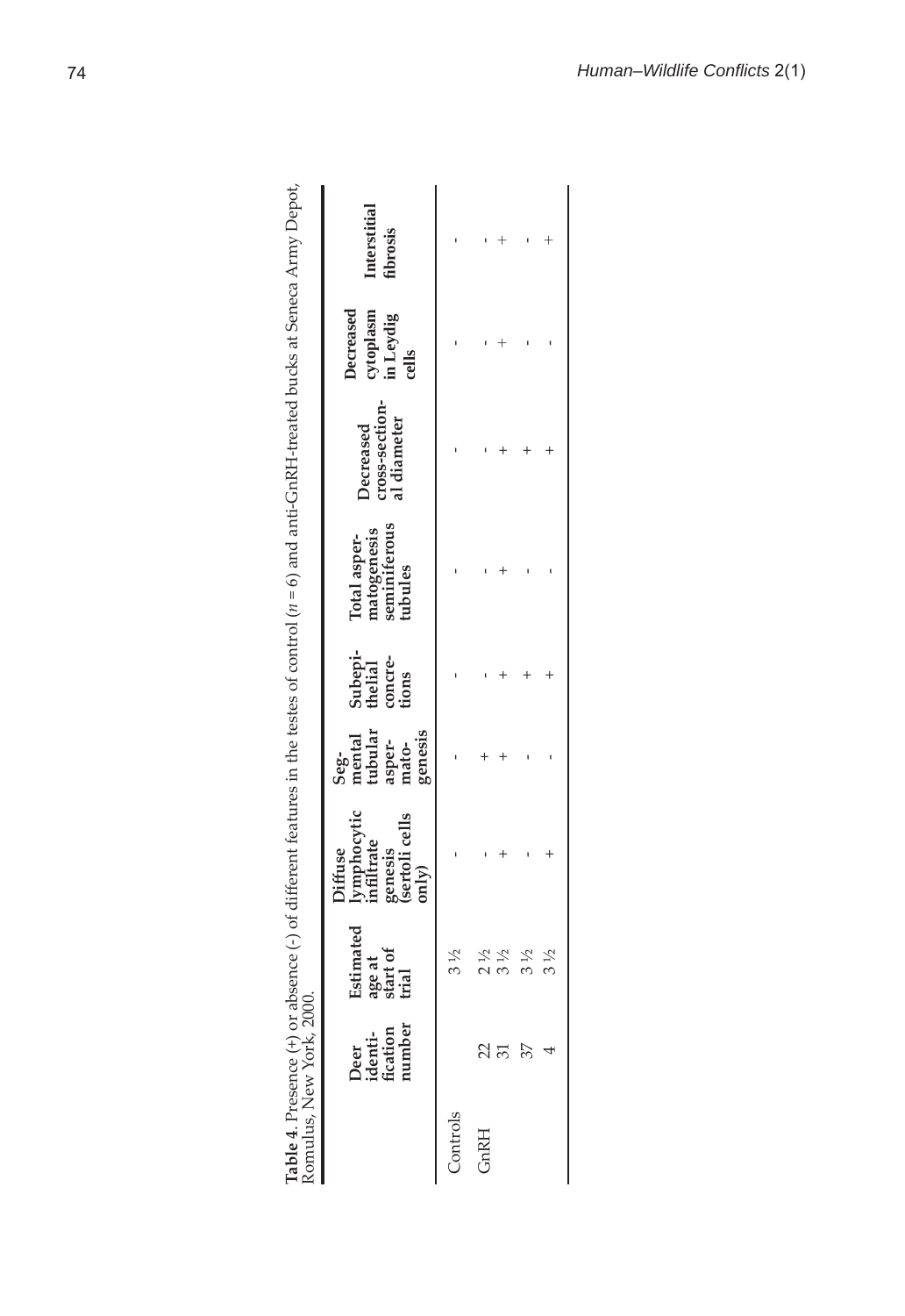**Table 4.** Presence (+) or absence (-) of different features in the testes of control ($n = 6$) and anti-GnRH-treated bucks at Seneca Army Depot, Romulus, New York, 2000.

| | Deer identification number | Estimated age at start of trial | Diffuse lymphocytic infiltrate genesis (sertoli cells only) | Segmental tubular aspermatogenesis | Subepithelial concretions | Total aspermatogenesis seminiferous tubules | Decreased cross-sectional diameter | Decreased cytoplasm in Leydig cells | Interstitial fibrosis |
|---|---|---|---|---|---|---|---|---|---|
| Controls | | 3 ½ | - | - | - | - | - | - | - |
| GnRH | 22 | 2 ½ | - | + | - | - | - | - | - |
| | 31 | 3 ½ | + | + | + | + | + | + | + |
| | 37 | 3 ½ | - | - | + | - | + | - | - |
| | 4 | 3 ½ | + | - | + | - | + | - | + |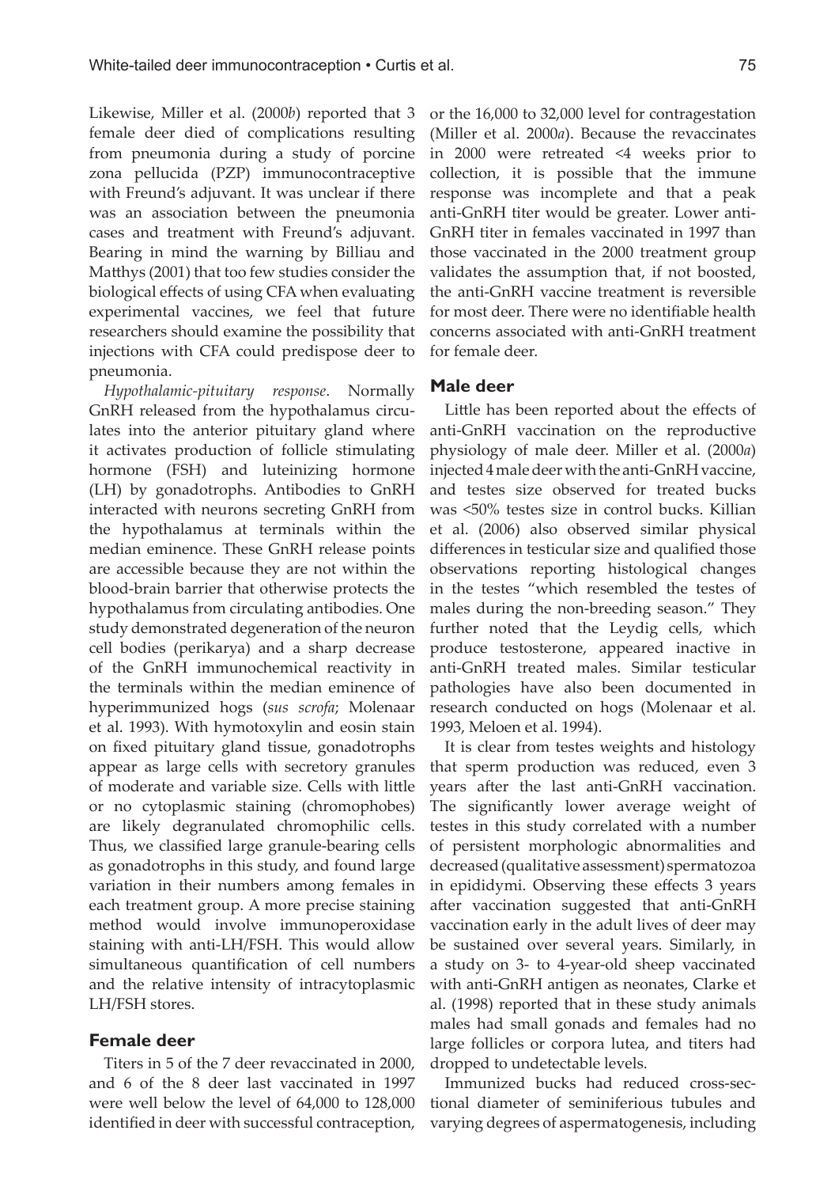Likewise, Miller et al. (2000*b*) reported that 3 female deer died of complications resulting from pneumonia during a study of porcine zona pellucida (PZP) immunocontraceptive with Freund's adjuvant. It was unclear if there was an association between the pneumonia cases and treatment with Freund's adjuvant. Bearing in mind the warning by Billiau and Matthys (2001) that too few studies consider the biological effects of using CFA when evaluating experimental vaccines, we feel that future researchers should examine the possibility that injections with CFA could predispose deer to pneumonia.

*Hypothalamic-pituitary response*. Normally GnRH released from the hypothalamus circulates into the anterior pituitary gland where it activates production of follicle stimulating hormone (FSH) and luteinizing hormone (LH) by gonadotrophs. Antibodies to GnRH interacted with neurons secreting GnRH from the hypothalamus at terminals within the median eminence. These GnRH release points are accessible because they are not within the blood-brain barrier that otherwise protects the hypothalamus from circulating antibodies. One study demonstrated degeneration of the neuron cell bodies (perikarya) and a sharp decrease of the GnRH immunochemical reactivity in the terminals within the median eminence of hyperimmunized hogs (*sus scrofa*; Molenaar et al. 1993). With hymotoxylin and eosin stain on fixed pituitary gland tissue, gonadotrophs appear as large cells with secretory granules of moderate and variable size. Cells with little or no cytoplasmic staining (chromophobes) are likely degranulated chromophilic cells. Thus, we classified large granule-bearing cells as gonadotrophs in this study, and found large variation in their numbers among females in each treatment group. A more precise staining method would involve immunoperoxidase staining with anti-LH/FSH. This would allow simultaneous quantification of cell numbers and the relative intensity of intracytoplasmic LH/FSH stores.

## Female deer

Titers in 5 of the 7 deer revaccinated in 2000, and 6 of the 8 deer last vaccinated in 1997 were well below the level of 64,000 to 128,000 identified in deer with successful contraception, or the 16,000 to 32,000 level for contragestation (Miller et al. 2000*a*). Because the revaccinates in 2000 were retreated <4 weeks prior to collection, it is possible that the immune response was incomplete and that a peak anti-GnRH titer would be greater. Lower anti-GnRH titer in females vaccinated in 1997 than those vaccinated in the 2000 treatment group validates the assumption that, if not boosted, the anti-GnRH vaccine treatment is reversible for most deer. There were no identifiable health concerns associated with anti-GnRH treatment for female deer.

## Male deer

Little has been reported about the effects of anti-GnRH vaccination on the reproductive physiology of male deer. Miller et al. (2000*a*) injected 4 male deer with the anti-GnRH vaccine, and testes size observed for treated bucks was <50% testes size in control bucks. Killian et al. (2006) also observed similar physical differences in testicular size and qualified those observations reporting histological changes in the testes "which resembled the testes of males during the non-breeding season." They further noted that the Leydig cells, which produce testosterone, appeared inactive in anti-GnRH treated males. Similar testicular pathologies have also been documented in research conducted on hogs (Molenaar et al. 1993, Meloen et al. 1994).

It is clear from testes weights and histology that sperm production was reduced, even 3 years after the last anti-GnRH vaccination. The significantly lower average weight of testes in this study correlated with a number of persistent morphologic abnormalities and decreased (qualitative assessment) spermatozoa in epididymi. Observing these effects 3 years after vaccination suggested that anti-GnRH vaccination early in the adult lives of deer may be sustained over several years. Similarly, in a study on 3- to 4-year-old sheep vaccinated with anti-GnRH antigen as neonates, Clarke et al. (1998) reported that in these study animals males had small gonads and females had no large follicles or corpora lutea, and titers had dropped to undetectable levels.

Immunized bucks had reduced cross-sectional diameter of seminiferious tubules and varying degrees of aspermatogenesis, including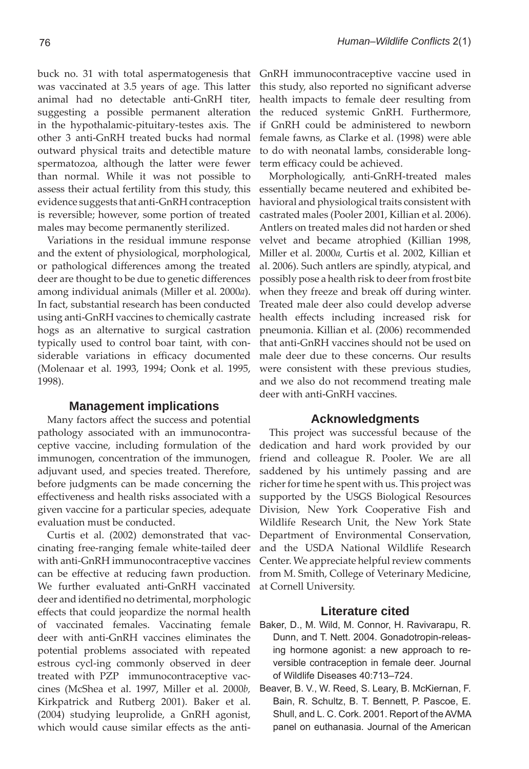buck no. 31 with total aspermatogenesis that was vaccinated at 3.5 years of age. This latter animal had no detectable anti-GnRH titer, suggesting a possible permanent alteration in the hypothalamic-pituitary-testes axis. The other 3 anti-GnRH treated bucks had normal outward physical traits and detectible mature spermatozoa, although the latter were fewer than normal. While it was not possible to assess their actual fertility from this study, this evidence suggests that anti-GnRH contraception is reversible; however, some portion of treated males may become permanently sterilized.

Variations in the residual immune response and the extent of physiological, morphological, or pathological differences among the treated deer are thought to be due to genetic differences among individual animals (Miller et al. 2000*a*). In fact, substantial research has been conducted using anti-GnRH vaccines to chemically castrate hogs as an alternative to surgical castration typically used to control boar taint, with considerable variations in efficacy documented (Molenaar et al. 1993, 1994; Oonk et al. 1995, 1998).

## Management implications

Many factors affect the success and potential pathology associated with an immunocontraceptive vaccine, including formulation of the immunogen, concentration of the immunogen, adjuvant used, and species treated. Therefore, before judgments can be made concerning the effectiveness and health risks associated with a given vaccine for a particular species, adequate evaluation must be conducted.

Curtis et al. (2002) demonstrated that vaccinating free-ranging female white-tailed deer with anti-GnRH immunocontraceptive vaccines can be effective at reducing fawn production. We further evaluated anti-GnRH vaccinated deer and identified no detrimental, morphologic effects that could jeopardize the normal health of vaccinated females. Vaccinating female deer with anti-GnRH vaccines eliminates the potential problems associated with repeated estrous cycl-ing commonly observed in deer treated with PZP immunocontraceptive vaccines (McShea et al. 1997, Miller et al. 2000*b,* Kirkpatrick and Rutberg 2001). Baker et al. (2004) studying leuprolide, a GnRH agonist, which would cause similar effects as the anti-GnRH immunocontraceptive vaccine used in this study, also reported no significant adverse health impacts to female deer resulting from the reduced systemic GnRH. Furthermore, if GnRH could be administered to newborn female fawns, as Clarke et al. (1998) were able to do with neonatal lambs, considerable long-term efficacy could be achieved.

Morphologically, anti-GnRH-treated males essentially became neutered and exhibited behavioral and physiological traits consistent with castrated males (Pooler 2001, Killian et al. 2006). Antlers on treated males did not harden or shed velvet and became atrophied (Killian 1998, Miller et al. 2000*a,* Curtis et al. 2002, Killian et al. 2006). Such antlers are spindly, atypical, and possibly pose a health risk to deer from frost bite when they freeze and break off during winter. Treated male deer also could develop adverse health effects including increased risk for pneumonia. Killian et al. (2006) recommended that anti-GnRH vaccines should not be used on male deer due to these concerns. Our results were consistent with these previous studies, and we also do not recommend treating male deer with anti-GnRH vaccines.

## Acknowledgments

This project was successful because of the dedication and hard work provided by our friend and colleague R. Pooler. We are all saddened by his untimely passing and are richer for time he spent with us. This project was supported by the USGS Biological Resources Division, New York Cooperative Fish and Wildlife Research Unit, the New York State Department of Environmental Conservation, and the USDA National Wildlife Research Center. We appreciate helpful review comments from M. Smith, College of Veterinary Medicine, at Cornell University.

## Literature cited

Baker, D., M. Wild, M. Connor, H. Ravivarapu, R. Dunn, and T. Nett. 2004. Gonadotropin-releasing hormone agonist: a new approach to reversible contraception in female deer. Journal of Wildlife Diseases 40:713–724.

Beaver, B. V., W. Reed, S. Leary, B. McKiernan, F. Bain, R. Schultz, B. T. Bennett, P. Pascoe, E. Shull, and L. C. Cork. 2001. Report of the AVMA panel on euthanasia. Journal of the American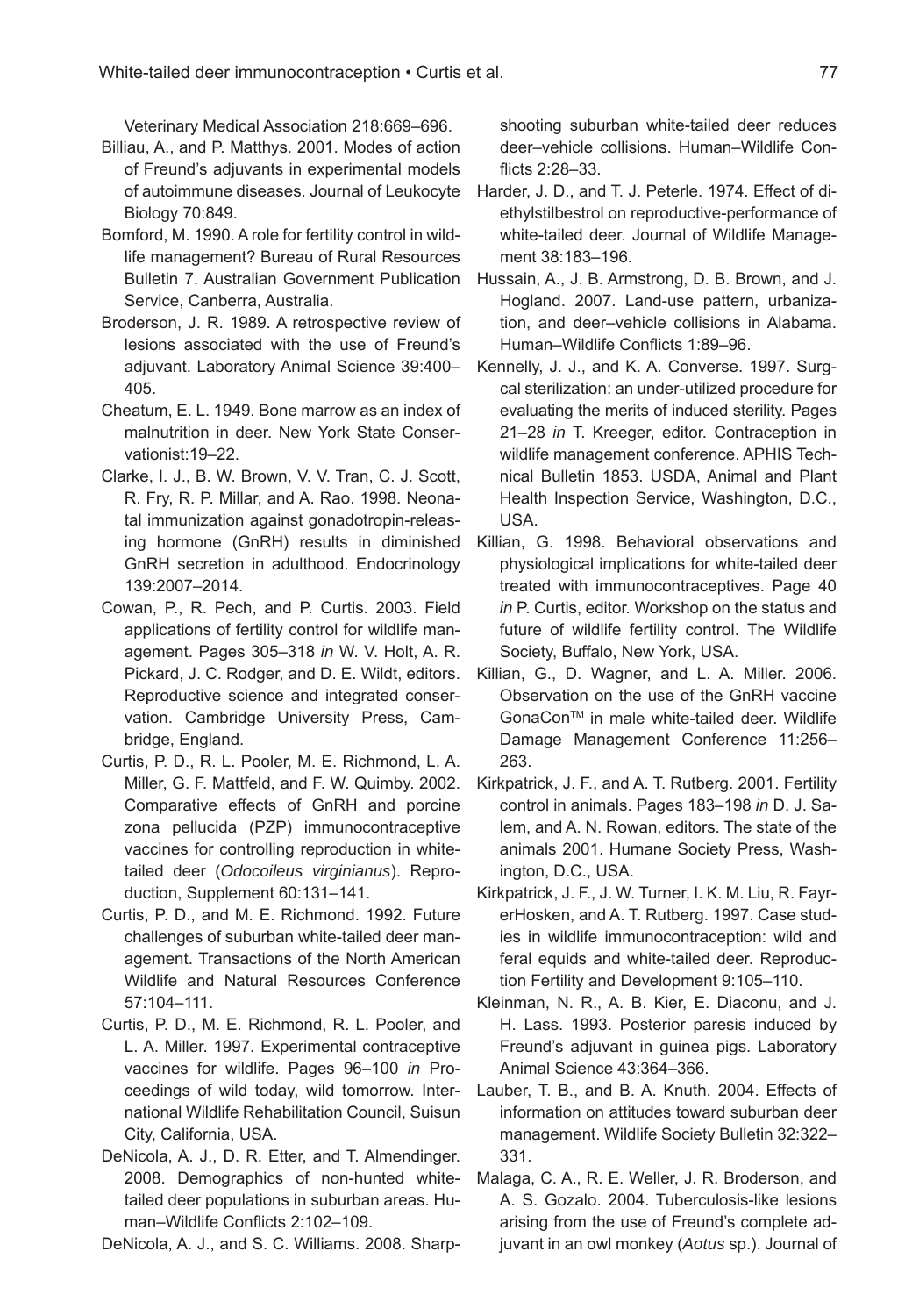Veterinary Medical Association 218:669–696.

Billiau, A., and P. Matthys. 2001. Modes of action of Freund's adjuvants in experimental models of autoimmune diseases. Journal of Leukocyte Biology 70:849.

Bomford, M. 1990. A role for fertility control in wildlife management? Bureau of Rural Resources Bulletin 7. Australian Government Publication Service, Canberra, Australia.

Broderson, J. R. 1989. A retrospective review of lesions associated with the use of Freund's adjuvant. Laboratory Animal Science 39:400–405.

Cheatum, E. L. 1949. Bone marrow as an index of malnutrition in deer. New York State Conservationist:19–22.

Clarke, I. J., B. W. Brown, V. V. Tran, C. J. Scott, R. Fry, R. P. Millar, and A. Rao. 1998. Neonatal immunization against gonadotropin-releasing hormone (GnRH) results in diminished GnRH secretion in adulthood. Endocrinology 139:2007–2014.

Cowan, P., R. Pech, and P. Curtis. 2003. Field applications of fertility control for wildlife management. Pages 305–318 *in* W. V. Holt, A. R. Pickard, J. C. Rodger, and D. E. Wildt, editors. Reproductive science and integrated conservation. Cambridge University Press, Cambridge, England.

Curtis, P. D., R. L. Pooler, M. E. Richmond, L. A. Miller, G. F. Mattfeld, and F. W. Quimby. 2002. Comparative effects of GnRH and porcine zona pellucida (PZP) immunocontraceptive vaccines for controlling reproduction in white-tailed deer (*Odocoileus virginianus*). Reproduction, Supplement 60:131–141.

Curtis, P. D., and M. E. Richmond. 1992. Future challenges of suburban white-tailed deer management. Transactions of the North American Wildlife and Natural Resources Conference 57:104–111.

Curtis, P. D., M. E. Richmond, R. L. Pooler, and L. A. Miller. 1997. Experimental contraceptive vaccines for wildlife. Pages 96–100 *in* Proceedings of wild today, wild tomorrow. International Wildlife Rehabilitation Council, Suisun City, California, USA.

DeNicola, A. J., D. R. Etter, and T. Almendinger. 2008. Demographics of non-hunted white-tailed deer populations in suburban areas. Human–Wildlife Conflicts 2:102–109.

DeNicola, A. J., and S. C. Williams. 2008. Sharp-shooting suburban white-tailed deer reduces deer–vehicle collisions. Human–Wildlife Conflicts 2:28–33.

Harder, J. D., and T. J. Peterle. 1974. Effect of diethylstilbestrol on reproductive-performance of white-tailed deer. Journal of Wildlife Management 38:183–196.

Hussain, A., J. B. Armstrong, D. B. Brown, and J. Hogland. 2007. Land-use pattern, urbanization, and deer–vehicle collisions in Alabama. Human–Wildlife Conflicts 1:89–96.

Kennelly, J. J., and K. A. Converse. 1997. Surgcal sterilization: an under-utilized procedure for evaluating the merits of induced sterility. Pages 21–28 *in* T. Kreeger, editor. Contraception in wildlife management conference. APHIS Technical Bulletin 1853. USDA, Animal and Plant Health Inspection Service, Washington, D.C., USA.

Killian, G. 1998. Behavioral observations and physiological implications for white-tailed deer treated with immunocontraceptives. Page 40 *in* P. Curtis, editor. Workshop on the status and future of wildlife fertility control. The Wildlife Society, Buffalo, New York, USA.

Killian, G., D. Wagner, and L. A. Miller. 2006. Observation on the use of the GnRH vaccine GonaCon™ in male white-tailed deer. Wildlife Damage Management Conference 11:256–263.

Kirkpatrick, J. F., and A. T. Rutberg. 2001. Fertility control in animals. Pages 183–198 *in* D. J. Salem, and A. N. Rowan, editors. The state of the animals 2001. Humane Society Press, Washington, D.C., USA.

Kirkpatrick, J. F., J. W. Turner, I. K. M. Liu, R. FayrerHosken, and A. T. Rutberg. 1997. Case studies in wildlife immunocontraception: wild and feral equids and white-tailed deer. Reproduction Fertility and Development 9:105–110.

Kleinman, N. R., A. B. Kier, E. Diaconu, and J. H. Lass. 1993. Posterior paresis induced by Freund's adjuvant in guinea pigs. Laboratory Animal Science 43:364–366.

Lauber, T. B., and B. A. Knuth. 2004. Effects of information on attitudes toward suburban deer management. Wildlife Society Bulletin 32:322–331.

Malaga, C. A., R. E. Weller, J. R. Broderson, and A. S. Gozalo. 2004. Tuberculosis-like lesions arising from the use of Freund's complete adjuvant in an owl monkey (*Aotus* sp.). Journal of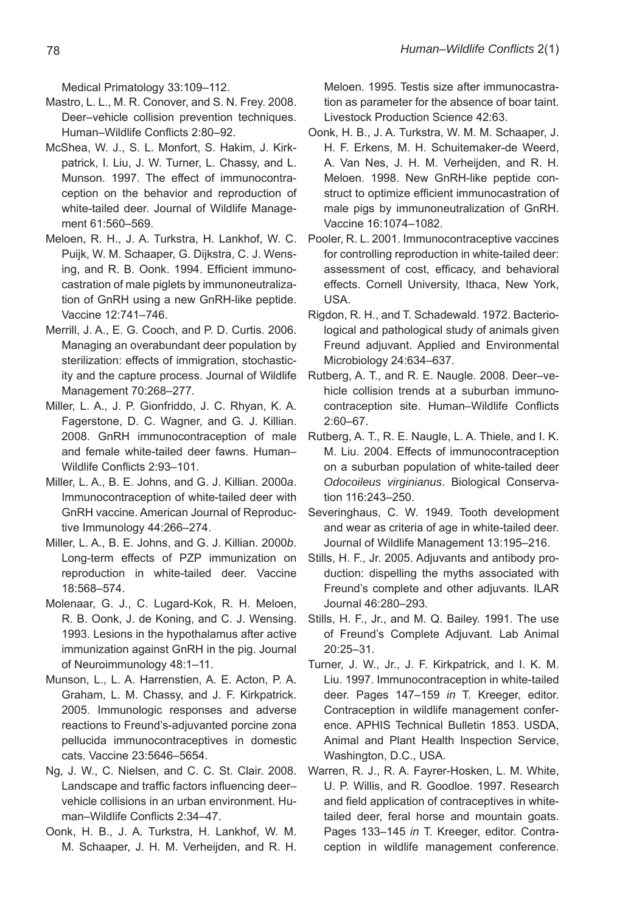Medical Primatology 33:109–112.

Mastro, L. L., M. R. Conover, and S. N. Frey. 2008. Deer–vehicle collision prevention techniques. Human–Wildlife Conflicts 2:80–92.

McShea, W. J., S. L. Monfort, S. Hakim, J. Kirkpatrick, I. Liu, J. W. Turner, L. Chassy, and L. Munson. 1997. The effect of immunocontraception on the behavior and reproduction of white-tailed deer. Journal of Wildlife Management 61:560–569.

Meloen, R. H., J. A. Turkstra, H. Lankhof, W. C. Puijk, W. M. Schaaper, G. Dijkstra, C. J. Wensing, and R. B. Oonk. 1994. Efficient immunocastration of male piglets by immunoneutralization of GnRH using a new GnRH-like peptide. Vaccine 12:741–746.

Merrill, J. A., E. G. Cooch, and P. D. Curtis. 2006. Managing an overabundant deer population by sterilization: effects of immigration, stochasticity and the capture process. Journal of Wildlife Management 70:268–277.

Miller, L. A., J. P. Gionfriddo, J. C. Rhyan, K. A. Fagerstone, D. C. Wagner, and G. J. Killian. 2008. GnRH immunocontraception of male and female white-tailed deer fawns. Human–Wildlife Conflicts 2:93–101.

Miller, L. A., B. E. Johns, and G. J. Killian. 2000*a*. Immunocontraception of white-tailed deer with GnRH vaccine. American Journal of Reproductive Immunology 44:266–274.

Miller, L. A., B. E. Johns, and G. J. Killian. 2000*b*. Long-term effects of PZP immunization on reproduction in white-tailed deer. Vaccine 18:568–574.

Molenaar, G. J., C. Lugard-Kok, R. H. Meloen, R. B. Oonk, J. de Koning, and C. J. Wensing. 1993. Lesions in the hypothalamus after active immunization against GnRH in the pig. Journal of Neuroimmunology 48:1–11.

Munson, L., L. A. Harrenstien, A. E. Acton, P. A. Graham, L. M. Chassy, and J. F. Kirkpatrick. 2005. Immunologic responses and adverse reactions to Freund's-adjuvanted porcine zona pellucida immunocontraceptives in domestic cats. Vaccine 23:5646–5654.

Ng, J. W., C. Nielsen, and C. C. St. Clair. 2008. Landscape and traffic factors influencing deer–vehicle collisions in an urban environment. Human–Wildlife Conflicts 2:34–47.

Oonk, H. B., J. A. Turkstra, H. Lankhof, W. M. M. Schaaper, J. H. M. Verheijden, and R. H. Meloen. 1995. Testis size after immunocastration as parameter for the absence of boar taint. Livestock Production Science 42:63.

Oonk, H. B., J. A. Turkstra, W. M. M. Schaaper, J. H. F. Erkens, M. H. Schuitemaker-de Weerd, A. Van Nes, J. H. M. Verheijden, and R. H. Meloen. 1998. New GnRH-like peptide construct to optimize efficient immunocastration of male pigs by immunoneutralization of GnRH. Vaccine 16:1074–1082.

Pooler, R. L. 2001. Immunocontraceptive vaccines for controlling reproduction in white-tailed deer: assessment of cost, efficacy, and behavioral effects. Cornell University, Ithaca, New York, USA.

Rigdon, R. H., and T. Schadewald. 1972. Bacteriological and pathological study of animals given Freund adjuvant. Applied and Environmental Microbiology 24:634–637.

Rutberg, A. T., and R. E. Naugle. 2008. Deer–vehicle collision trends at a suburban immunocontraception site. Human–Wildlife Conflicts 2:60–67.

Rutberg, A. T., R. E. Naugle, L. A. Thiele, and I. K. M. Liu. 2004. Effects of immunocontraception on a suburban population of white-tailed deer *Odocoileus virginianus*. Biological Conservation 116:243–250.

Severinghaus, C. W. 1949. Tooth development and wear as criteria of age in white-tailed deer. Journal of Wildlife Management 13:195–216.

Stills, H. F., Jr. 2005. Adjuvants and antibody production: dispelling the myths associated with Freund's complete and other adjuvants. ILAR Journal 46:280–293.

Stills, H. F., Jr., and M. Q. Bailey. 1991. The use of Freund's Complete Adjuvant. Lab Animal 20:25–31.

Turner, J. W., Jr., J. F. Kirkpatrick, and I. K. M. Liu. 1997. Immunocontraception in white-tailed deer. Pages 147–159 *in* T. Kreeger, editor. Contraception in wildlife management conference. APHIS Technical Bulletin 1853. USDA, Animal and Plant Health Inspection Service, Washington, D.C., USA.

Warren, R. J., R. A. Fayrer-Hosken, L. M. White, U. P. Willis, and R. Goodloe. 1997. Research and field application of contraceptives in white-tailed deer, feral horse and mountain goats. Pages 133–145 *in* T. Kreeger, editor. Contraception in wildlife management conference.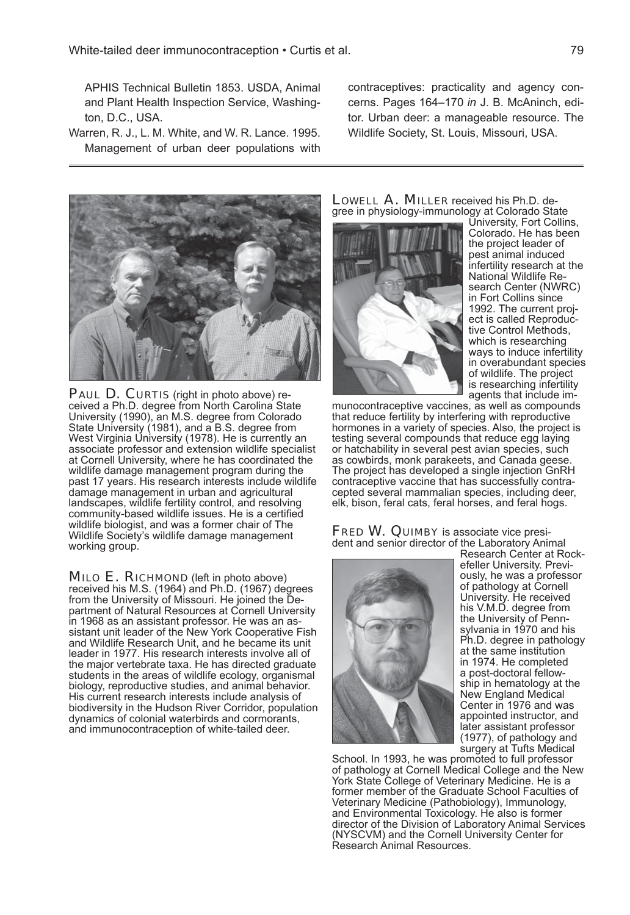APHIS Technical Bulletin 1853. USDA, Animal and Plant Health Inspection Service, Washington, D.C., USA.

Warren, R. J., L. M. White, and W. R. Lance. 1995. Management of urban deer populations with contraceptives: practicality and agency concerns. Pages 164–170 *in* J. B. McAninch, editor. Urban deer: a manageable resource. The Wildlife Society, St. Louis, Missouri, USA.

---

**Paul D. Curtis** (right in photo above) received a Ph.D. degree from North Carolina State University (1990), an M.S. degree from Colorado State University (1981), and a B.S. degree from West Virginia University (1978). He is currently an associate professor and extension wildlife specialist at Cornell University, where he has coordinated the wildlife damage management program during the past 17 years. His research interests include wildlife damage management in urban and agricultural landscapes, wildlife fertility control, and resolving community-based wildlife issues. He is a certified wildlife biologist, and was a former chair of The Wildlife Society's wildlife damage management working group.

**Milo E. Richmond** (left in photo above) received his M.S. (1964) and Ph.D. (1967) degrees from the University of Missouri. He joined the Department of Natural Resources at Cornell University in 1968 as an assistant professor. He was an assistant unit leader of the New York Cooperative Fish and Wildlife Research Unit, and he became its unit leader in 1977. His research interests involve all of the major vertebrate taxa. He has directed graduate students in the areas of wildlife ecology, organismal biology, reproductive studies, and animal behavior. His current research interests include analysis of biodiversity in the Hudson River Corridor, population dynamics of colonial waterbirds and cormorants, and immunocontraception of white-tailed deer.

**Lowell A. Miller** received his Ph.D. degree in physiology-immunology at Colorado State University, Fort Collins, Colorado. He has been the project leader of pest animal induced infertility research at the National Wildlife Research Center (NWRC) in Fort Collins since 1992. The current project is called Reproductive Control Methods, which is researching ways to induce infertility in overabundant species of wildlife. The project is researching infertility agents that include immunocontraceptive vaccines, as well as compounds that reduce fertility by interfering with reproductive hormones in a variety of species. Also, the project is testing several compounds that reduce egg laying or hatchability in several pest avian species, such as cowbirds, monk parakeets, and Canada geese. The project has developed a single injection GnRH contraceptive vaccine that has successfully contracepted several mammalian species, including deer, elk, bison, feral cats, feral horses, and feral hogs.

**Fred W. Quimby** is associate vice president and senior director of the Laboratory Animal Research Center at Rockefeller University. Previously, he was a professor of pathology at Cornell University. He received his V.M.D. degree from the University of Pennsylvania in 1970 and his Ph.D. degree in pathology at the same institution in 1974. He completed a post-doctoral fellowship in hematology at the New England Medical Center in 1976 and was appointed instructor, and later assistant professor (1977), of pathology and surgery at Tufts Medical School. In 1993, he was promoted to full professor of pathology at Cornell Medical College and the New York State College of Veterinary Medicine. He is a former member of the Graduate School Faculties of Veterinary Medicine (Pathobiology), Immunology, and Environmental Toxicology. He also is former director of the Division of Laboratory Animal Services (NYSCVM) and the Cornell University Center for Research Animal Resources.